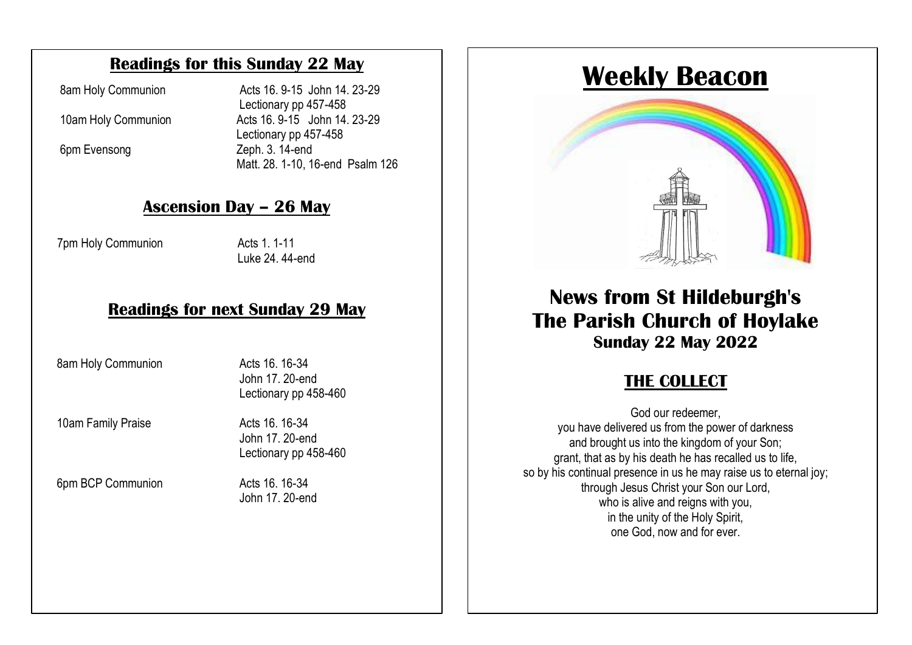## Readings for this Sunday 22 May

| | |
|---|---|
| 8am Holy Communion | Acts 16. 9-15 John 14. 23-29<br>Lectionary pp 457-458 |
| 10am Holy Communion | Acts 16. 9-15 John 14. 23-29<br>Lectionary pp 457-458 |
| 6pm Evensong | Zeph. 3. 14-end<br>Matt. 28. 1-10, 16-end Psalm 126 |

## Ascension Day – 26 May

| | |
|---|---|
| 7pm Holy Communion | Acts 1. 1-11<br>Luke 24. 44-end |

## Readings for next Sunday 29 May

| | |
|---|---|
| 8am Holy Communion | Acts 16. 16-34<br>John 17. 20-end<br>Lectionary pp 458-460 |
| 10am Family Praise | Acts 16. 16-34<br>John 17. 20-end<br>Lectionary pp 458-460 |
| 6pm BCP Communion | Acts 16. 16-34<br>John 17. 20-end |

# Weekly Beacon

## News from St Hildeburgh's
## The Parish Church of Hoylake
### Sunday 22 May 2022

## THE COLLECT

God our redeemer,
you have delivered us from the power of darkness
and brought us into the kingdom of your Son;
grant, that as by his death he has recalled us to life,
so by his continual presence in us he may raise us to eternal joy;
through Jesus Christ your Son our Lord,
who is alive and reigns with you,
in the unity of the Holy Spirit,
one God, now and for ever.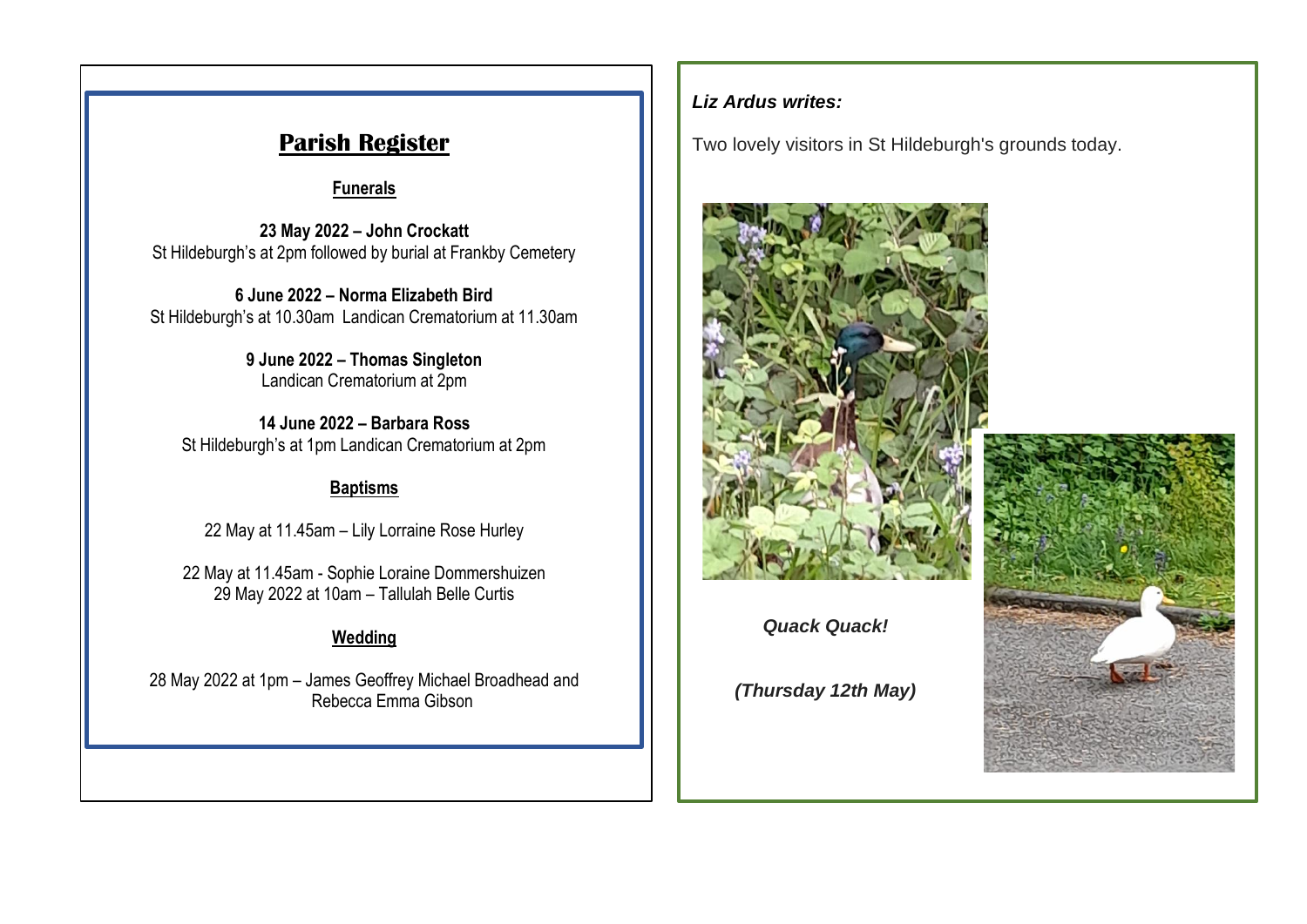## Parish Register

**Funerals**

**23 May 2022 – John Crockatt**
St Hildeburgh's at 2pm followed by burial at Frankby Cemetery

**6 June 2022 – Norma Elizabeth Bird**
St Hildeburgh's at 10.30am Landican Crematorium at 11.30am

**9 June 2022 – Thomas Singleton**
Landican Crematorium at 2pm

**14 June 2022 – Barbara Ross**
St Hildeburgh's at 1pm Landican Crematorium at 2pm

**Baptisms**

22 May at 11.45am – Lily Lorraine Rose Hurley

22 May at 11.45am - Sophie Loraine Dommershuizen
29 May 2022 at 10am – Tallulah Belle Curtis

**Wedding**

28 May 2022 at 1pm – James Geoffrey Michael Broadhead and Rebecca Emma Gibson

***Liz Ardus writes:***

Two lovely visitors in St Hildeburgh's grounds today.

***Quack Quack!***

***(Thursday 12th May)***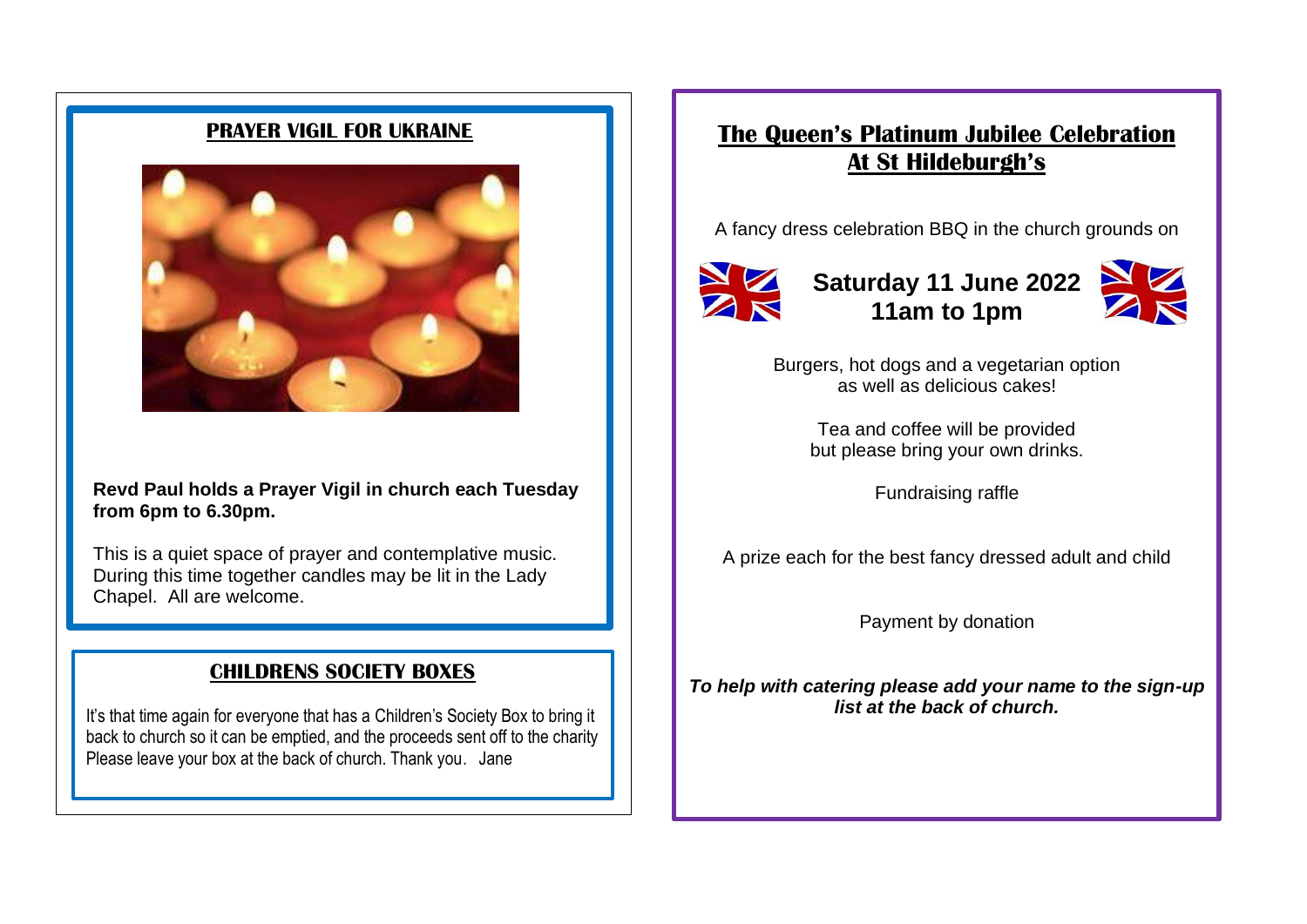## PRAYER VIGIL FOR UKRAINE

**Revd Paul holds a Prayer Vigil in church each Tuesday from 6pm to 6.30pm.**

This is a quiet space of prayer and contemplative music. During this time together candles may be lit in the Lady Chapel. All are welcome.

## CHILDRENS SOCIETY BOXES

It's that time again for everyone that has a Children's Society Box to bring it back to church so it can be emptied, and the proceeds sent off to the charity Please leave your box at the back of church. Thank you. Jane

## The Queen's Platinum Jubilee Celebration At St Hildeburgh's

A fancy dress celebration BBQ in the church grounds on

**Saturday 11 June 2022**
**11am to 1pm**

Burgers, hot dogs and a vegetarian option as well as delicious cakes!

Tea and coffee will be provided but please bring your own drinks.

Fundraising raffle

A prize each for the best fancy dressed adult and child

Payment by donation

***To help with catering please add your name to the sign-up list at the back of church.***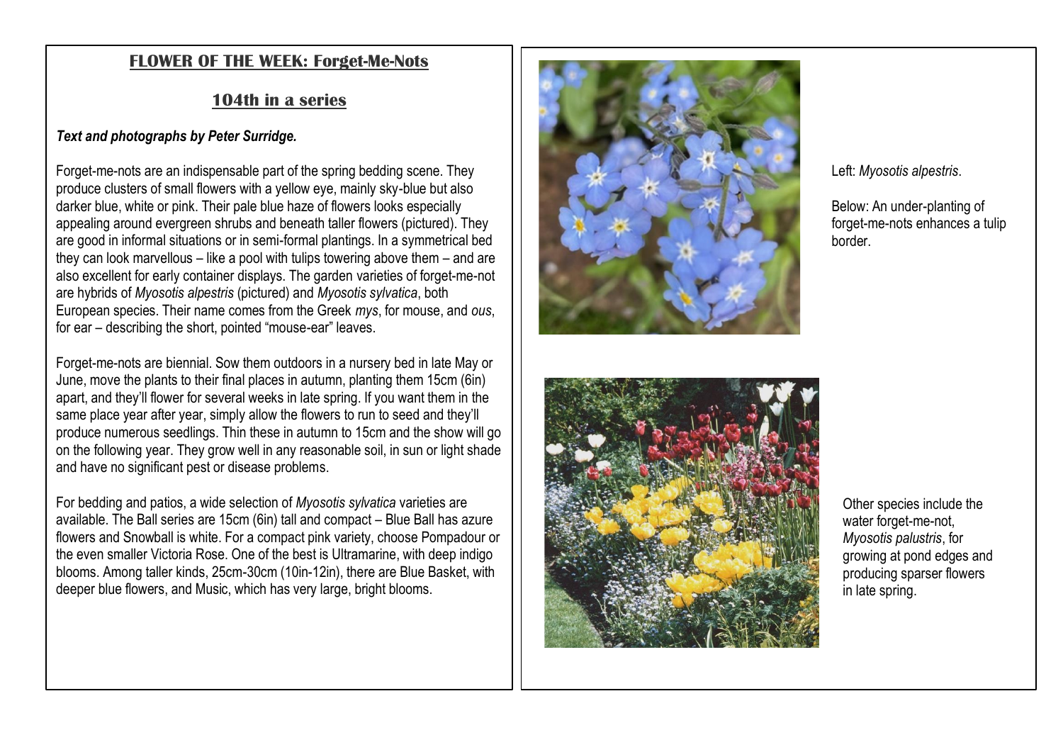## FLOWER OF THE WEEK: Forget-Me-Nots

### 104th in a series

***Text and photographs by Peter Surridge.***

Forget-me-nots are an indispensable part of the spring bedding scene. They produce clusters of small flowers with a yellow eye, mainly sky-blue but also darker blue, white or pink. Their pale blue haze of flowers looks especially appealing around evergreen shrubs and beneath taller flowers (pictured). They are good in informal situations or in semi-formal plantings. In a symmetrical bed they can look marvellous – like a pool with tulips towering above them – and are also excellent for early container displays. The garden varieties of forget-me-not are hybrids of *Myosotis alpestris* (pictured) and *Myosotis sylvatica*, both European species. Their name comes from the Greek *mys*, for mouse, and *ous*, for ear – describing the short, pointed "mouse-ear" leaves.

Forget-me-nots are biennial. Sow them outdoors in a nursery bed in late May or June, move the plants to their final places in autumn, planting them 15cm (6in) apart, and they'll flower for several weeks in late spring. If you want them in the same place year after year, simply allow the flowers to run to seed and they'll produce numerous seedlings. Thin these in autumn to 15cm and the show will go on the following year. They grow well in any reasonable soil, in sun or light shade and have no significant pest or disease problems.

For bedding and patios, a wide selection of *Myosotis sylvatica* varieties are available. The Ball series are 15cm (6in) tall and compact – Blue Ball has azure flowers and Snowball is white. For a compact pink variety, choose Pompadour or the even smaller Victoria Rose. One of the best is Ultramarine, with deep indigo blooms. Among taller kinds, 25cm-30cm (10in-12in), there are Blue Basket, with deeper blue flowers, and Music, which has very large, bright blooms.

Left: *Myosotis alpestris*.

Below: An under-planting of forget-me-nots enhances a tulip border.

Other species include the water forget-me-not, *Myosotis palustris*, for growing at pond edges and producing sparser flowers in late spring.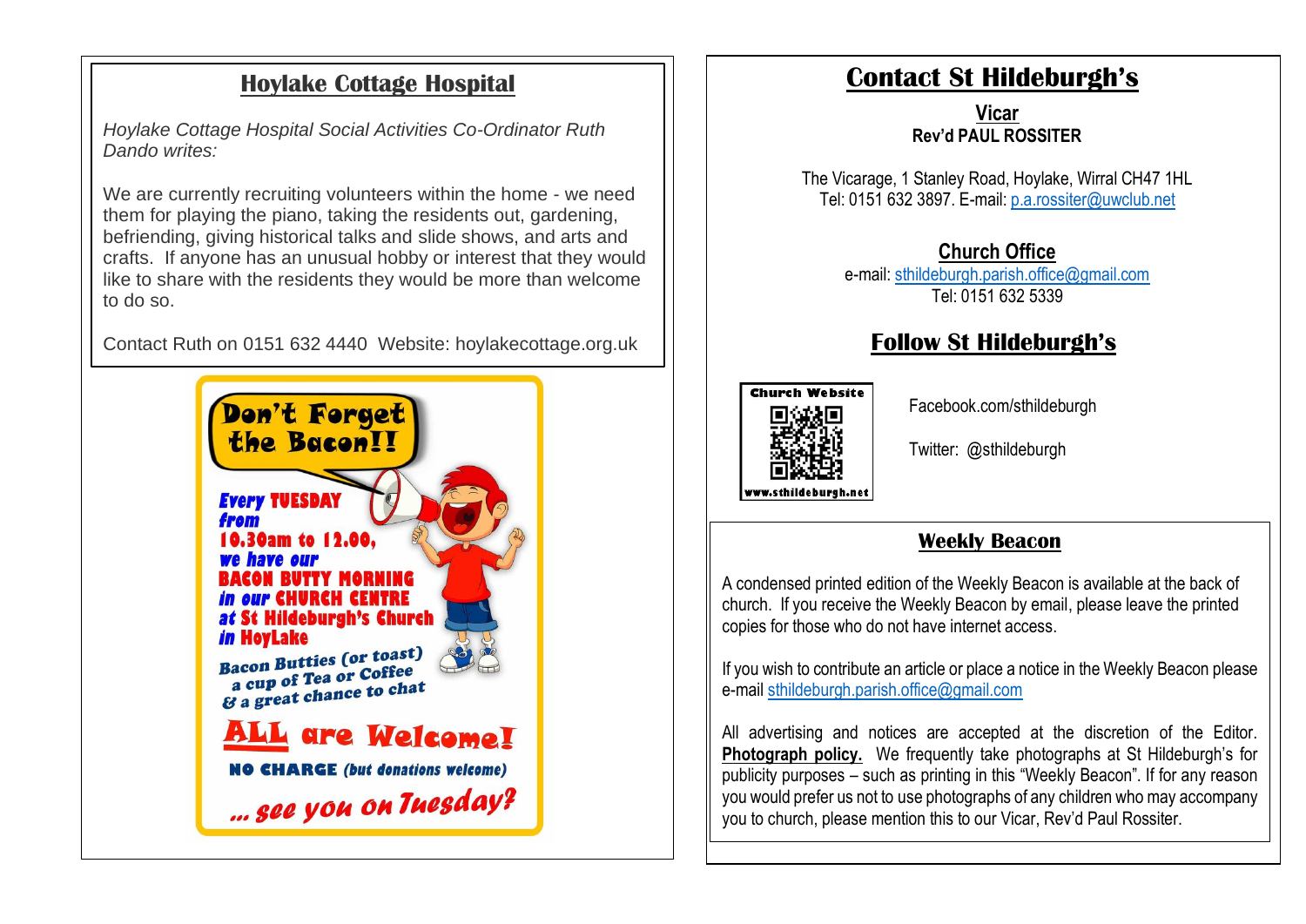## Hoylake Cottage Hospital

*Hoylake Cottage Hospital Social Activities Co-Ordinator Ruth Dando writes:*

We are currently recruiting volunteers within the home - we need them for playing the piano, taking the residents out, gardening, befriending, giving historical talks and slide shows, and arts and crafts. If anyone has an unusual hobby or interest that they would like to share with the residents they would be more than welcome to do so.

Contact Ruth on 0151 632 4440 Website: hoylakecottage.org.uk

**Don't Forget the Bacon!!**

*Every* **TUESDAY**
*from*
**10.30am to 12.00,**
*we have our*
**BACON BUTTY MORNING**
*in our* **CHURCH CENTRE**
**at St Hildeburgh's Church**
*in* **HoyLake**

Bacon Butties (or toast)
a cup of Tea or Coffee
& a great chance to chat

**ALL are Welcome!**

**NO CHARGE** *(but donations welcome)*

*... see you on Tuesday?*

## Contact St Hildeburgh's

**Vicar**
**Rev'd PAUL ROSSITER**

The Vicarage, 1 Stanley Road, Hoylake, Wirral CH47 1HL
Tel: 0151 632 3897. E-mail: p.a.rossiter@uwclub.net

**Church Office**
e-mail: sthildeburgh.parish.office@gmail.com
Tel: 0151 632 5339

## Follow St Hildeburgh's

Church Website
www.sthildeburgh.net

Facebook.com/sthildeburgh

Twitter: @sthildeburgh

### Weekly Beacon

A condensed printed edition of the Weekly Beacon is available at the back of church. If you receive the Weekly Beacon by email, please leave the printed copies for those who do not have internet access.

If you wish to contribute an article or place a notice in the Weekly Beacon please e-mail sthildeburgh.parish.office@gmail.com

All advertising and notices are accepted at the discretion of the Editor. **Photograph policy.** We frequently take photographs at St Hildeburgh's for publicity purposes – such as printing in this "Weekly Beacon". If for any reason you would prefer us not to use photographs of any children who may accompany you to church, please mention this to our Vicar, Rev'd Paul Rossiter.